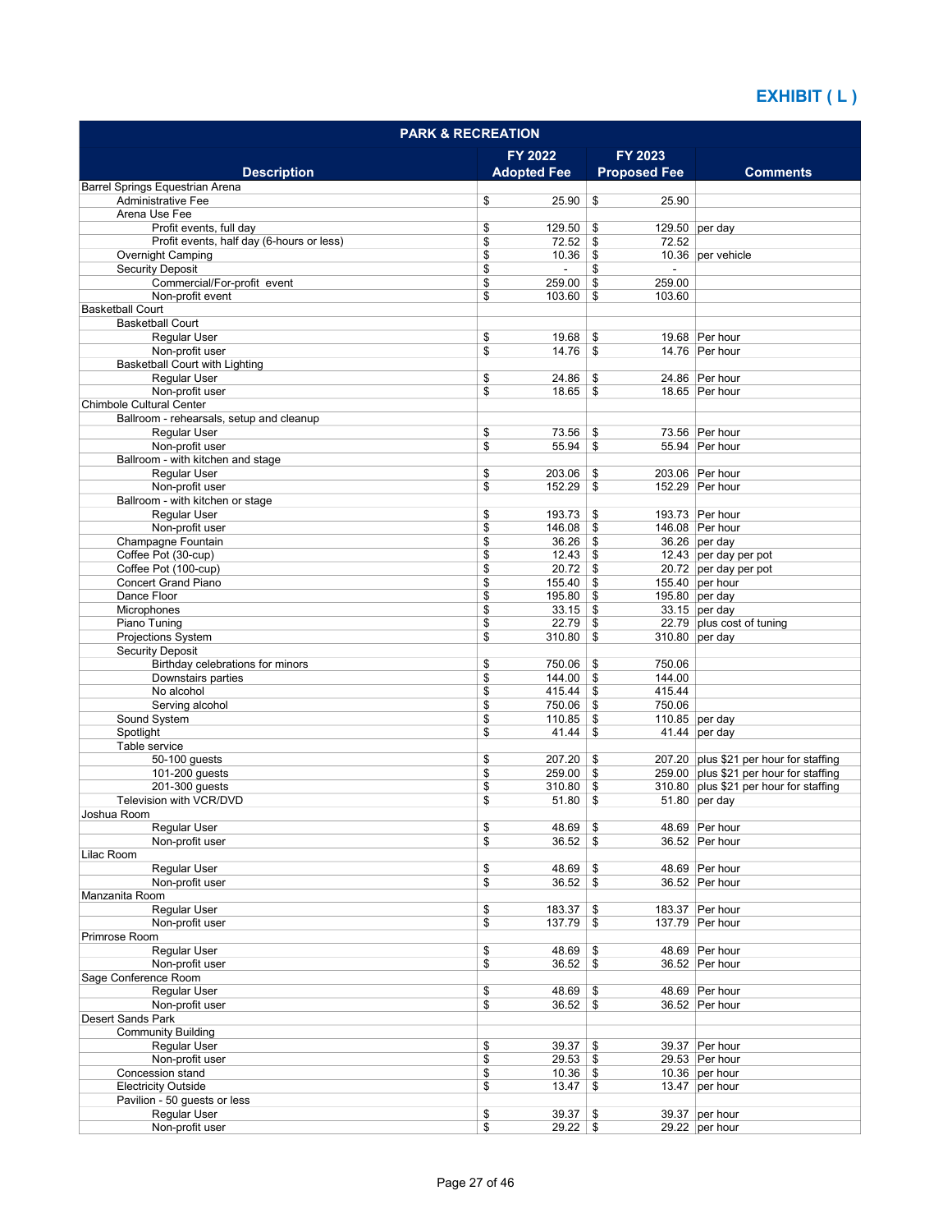# EXHIBIT ( L )

| PARK & RECREATION | | | |
|---|---|---|---|
| **Description** | **FY 2022 Adopted Fee** | **FY 2023 Proposed Fee** | **Comments** |
| Barrel Springs Equestrian Arena | | | |
| Administrative Fee | $ 25.90 | $ 25.90 | |
| Arena Use Fee | | | |
| Profit events, full day | $ 129.50 | $ 129.50 | per day |
| Profit events, half day (6-hours or less) | $ 72.52 | $ 72.52 | |
| Overnight Camping | $ 10.36 | $ 10.36 | per vehicle |
| Security Deposit | $ - | $ - | |
| Commercial/For-profit event | $ 259.00 | $ 259.00 | |
| Non-profit event | $ 103.60 | $ 103.60 | |
| Basketball Court | | | |
| Basketball Court | | | |
| Regular User | $ 19.68 | $ 19.68 | Per hour |
| Non-profit user | $ 14.76 | $ 14.76 | Per hour |
| Basketball Court with Lighting | | | |
| Regular User | $ 24.86 | $ 24.86 | Per hour |
| Non-profit user | $ 18.65 | $ 18.65 | Per hour |
| Chimbole Cultural Center | | | |
| Ballroom - rehearsals, setup and cleanup | | | |
| Regular User | $ 73.56 | $ 73.56 | Per hour |
| Non-profit user | $ 55.94 | $ 55.94 | Per hour |
| Ballroom - with kitchen and stage | | | |
| Regular User | $ 203.06 | $ 203.06 | Per hour |
| Non-profit user | $ 152.29 | $ 152.29 | Per hour |
| Ballroom - with kitchen or stage | | | |
| Regular User | $ 193.73 | $ 193.73 | Per hour |
| Non-profit user | $ 146.08 | $ 146.08 | Per hour |
| Champagne Fountain | $ 36.26 | $ 36.26 | per day |
| Coffee Pot (30-cup) | $ 12.43 | $ 12.43 | per day per pot |
| Coffee Pot (100-cup) | $ 20.72 | $ 20.72 | per day per pot |
| Concert Grand Piano | $ 155.40 | $ 155.40 | per hour |
| Dance Floor | $ 195.80 | $ 195.80 | per day |
| Microphones | $ 33.15 | $ 33.15 | per day |
| Piano Tuning | $ 22.79 | $ 22.79 | plus cost of tuning |
| Projections System | $ 310.80 | $ 310.80 | per day |
| Security Deposit | | | |
| Birthday celebrations for minors | $ 750.06 | $ 750.06 | |
| Downstairs parties | $ 144.00 | $ 144.00 | |
| No alcohol | $ 415.44 | $ 415.44 | |
| Serving alcohol | $ 750.06 | $ 750.06 | |
| Sound System | $ 110.85 | $ 110.85 | per day |
| Spotlight | $ 41.44 | $ 41.44 | per day |
| Table service | | | |
| 50-100 guests | $ 207.20 | $ 207.20 | plus $21 per hour for staffing |
| 101-200 guests | $ 259.00 | $ 259.00 | plus $21 per hour for staffing |
| 201-300 guests | $ 310.80 | $ 310.80 | plus $21 per hour for staffing |
| Television with VCR/DVD | $ 51.80 | $ 51.80 | per day |
| Joshua Room | | | |
| Regular User | $ 48.69 | $ 48.69 | Per hour |
| Non-profit user | $ 36.52 | $ 36.52 | Per hour |
| Lilac Room | | | |
| Regular User | $ 48.69 | $ 48.69 | Per hour |
| Non-profit user | $ 36.52 | $ 36.52 | Per hour |
| Manzanita Room | | | |
| Regular User | $ 183.37 | $ 183.37 | Per hour |
| Non-profit user | $ 137.79 | $ 137.79 | Per hour |
| Primrose Room | | | |
| Regular User | $ 48.69 | $ 48.69 | Per hour |
| Non-profit user | $ 36.52 | $ 36.52 | Per hour |
| Sage Conference Room | | | |
| Regular User | $ 48.69 | $ 48.69 | Per hour |
| Non-profit user | $ 36.52 | $ 36.52 | Per hour |
| Desert Sands Park | | | |
| Community Building | | | |
| Regular User | $ 39.37 | $ 39.37 | Per hour |
| Non-profit user | $ 29.53 | $ 29.53 | Per hour |
| Concession stand | $ 10.36 | $ 10.36 | per hour |
| Electricity Outside | $ 13.47 | $ 13.47 | per hour |
| Pavilion - 50 guests or less | | | |
| Regular User | $ 39.37 | $ 39.37 | per hour |
| Non-profit user | $ 29.22 | $ 29.22 | per hour |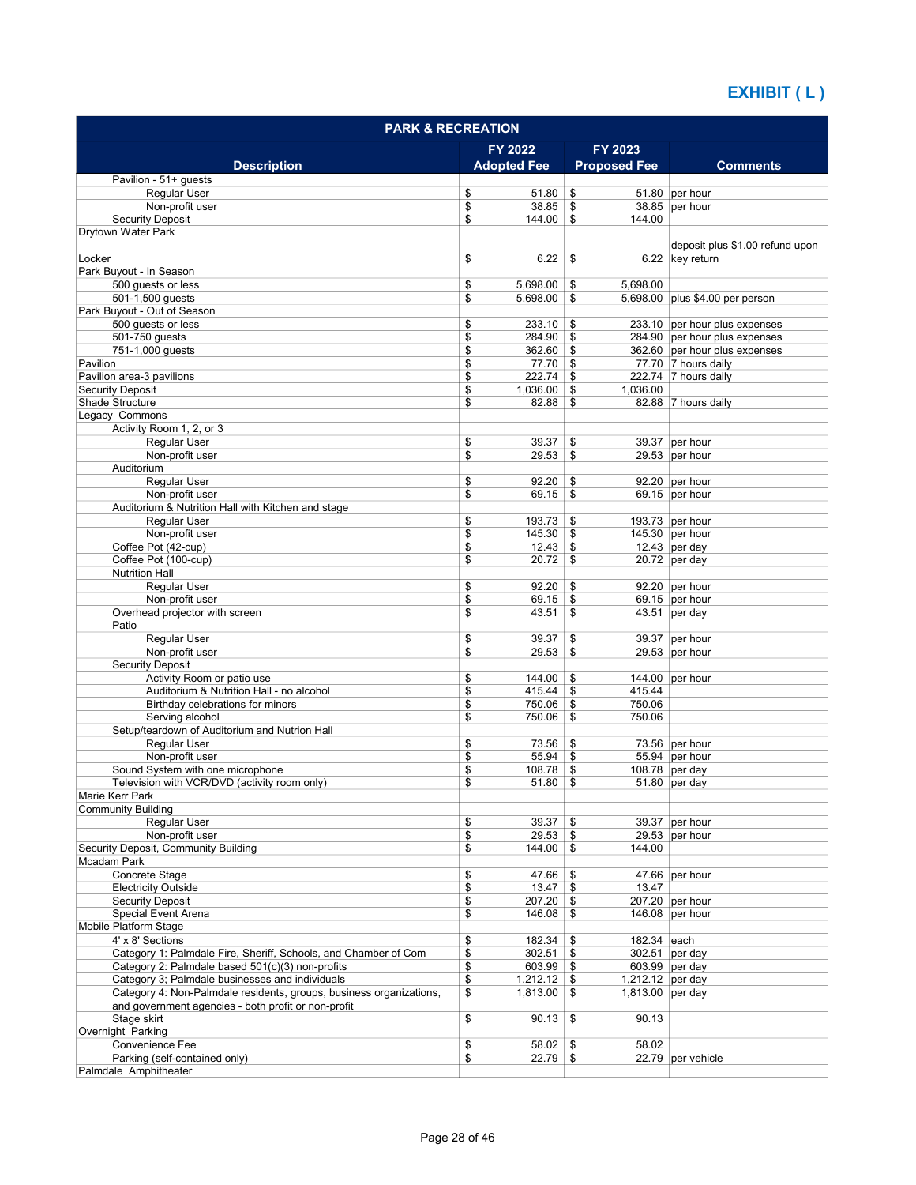# EXHIBIT ( L )

| PARK & RECREATION | | | |
|---|---|---|---|
| Description | FY 2022 Adopted Fee | FY 2023 Proposed Fee | Comments |
| Pavilion - 51+ guests | | | |
| Regular User | $ 51.80 | $ 51.80 | per hour |
| Non-profit user | $ 38.85 | $ 38.85 | per hour |
| Security Deposit | $ 144.00 | $ 144.00 | |
| Drytown Water Park | | | |
| Locker | $ 6.22 | $ 6.22 | deposit plus $1.00 refund upon key return |
| Park Buyout - In Season | | | |
| 500 guests or less | $ 5,698.00 | $ 5,698.00 | |
| 501-1,500 guests | $ 5,698.00 | $ 5,698.00 | plus $4.00 per person |
| Park Buyout - Out of Season | | | |
| 500 guests or less | $ 233.10 | $ 233.10 | per hour plus expenses |
| 501-750 guests | $ 284.90 | $ 284.90 | per hour plus expenses |
| 751-1,000 guests | $ 362.60 | $ 362.60 | per hour plus expenses |
| Pavilion | $ 77.70 | $ 77.70 | 7 hours daily |
| Pavilion area-3 pavilions | $ 222.74 | $ 222.74 | 7 hours daily |
| Security Deposit | $ 1,036.00 | $ 1,036.00 | |
| Shade Structure | $ 82.88 | $ 82.88 | 7 hours daily |
| Legacy Commons | | | |
| Activity Room 1, 2, or 3 | | | |
| Regular User | $ 39.37 | $ 39.37 | per hour |
| Non-profit user | $ 29.53 | $ 29.53 | per hour |
| Auditorium | | | |
| Regular User | $ 92.20 | $ 92.20 | per hour |
| Non-profit user | $ 69.15 | $ 69.15 | per hour |
| Auditorium & Nutrition Hall with Kitchen and stage | | | |
| Regular User | $ 193.73 | $ 193.73 | per hour |
| Non-profit user | $ 145.30 | $ 145.30 | per hour |
| Coffee Pot (42-cup) | $ 12.43 | $ 12.43 | per day |
| Coffee Pot (100-cup) | $ 20.72 | $ 20.72 | per day |
| Nutrition Hall | | | |
| Regular User | $ 92.20 | $ 92.20 | per hour |
| Non-profit user | $ 69.15 | $ 69.15 | per hour |
| Overhead projector with screen | $ 43.51 | $ 43.51 | per day |
| Patio | | | |
| Regular User | $ 39.37 | $ 39.37 | per hour |
| Non-profit user | $ 29.53 | $ 29.53 | per hour |
| Security Deposit | | | |
| Activity Room or patio use | $ 144.00 | $ 144.00 | per hour |
| Auditorium & Nutrition Hall - no alcohol | $ 415.44 | $ 415.44 | |
| Birthday celebrations for minors | $ 750.06 | $ 750.06 | |
| Serving alcohol | $ 750.06 | $ 750.06 | |
| Setup/teardown of Auditorium and Nutrion Hall | | | |
| Regular User | $ 73.56 | $ 73.56 | per hour |
| Non-profit user | $ 55.94 | $ 55.94 | per hour |
| Sound System with one microphone | $ 108.78 | $ 108.78 | per day |
| Television with VCR/DVD (activity room only) | $ 51.80 | $ 51.80 | per day |
| Marie Kerr Park | | | |
| Community Building | | | |
| Regular User | $ 39.37 | $ 39.37 | per hour |
| Non-profit user | $ 29.53 | $ 29.53 | per hour |
| Security Deposit, Community Building | $ 144.00 | $ 144.00 | |
| Mcadam Park | | | |
| Concrete Stage | $ 47.66 | $ 47.66 | per hour |
| Electricity Outside | $ 13.47 | $ 13.47 | |
| Security Deposit | $ 207.20 | $ 207.20 | per hour |
| Special Event Arena | $ 146.08 | $ 146.08 | per hour |
| Mobile Platform Stage | | | |
| 4' x 8' Sections | $ 182.34 | $ 182.34 | each |
| Category 1: Palmdale Fire, Sheriff, Schools, and Chamber of Com | $ 302.51 | $ 302.51 | per day |
| Category 2: Palmdale based 501(c)(3) non-profits | $ 603.99 | $ 603.99 | per day |
| Category 3; Palmdale businesses and individuals | $ 1,212.12 | $ 1,212.12 | per day |
| Category 4: Non-Palmdale residents, groups, business organizations, and government agencies - both profit or non-profit | $ 1,813.00 | $ 1,813.00 | per day |
| Stage skirt | $ 90.13 | $ 90.13 | |
| Overnight Parking | | | |
| Convenience Fee | $ 58.02 | $ 58.02 | |
| Parking (self-contained only) | $ 22.79 | $ 22.79 | per vehicle |
| Palmdale Amphitheater | | | |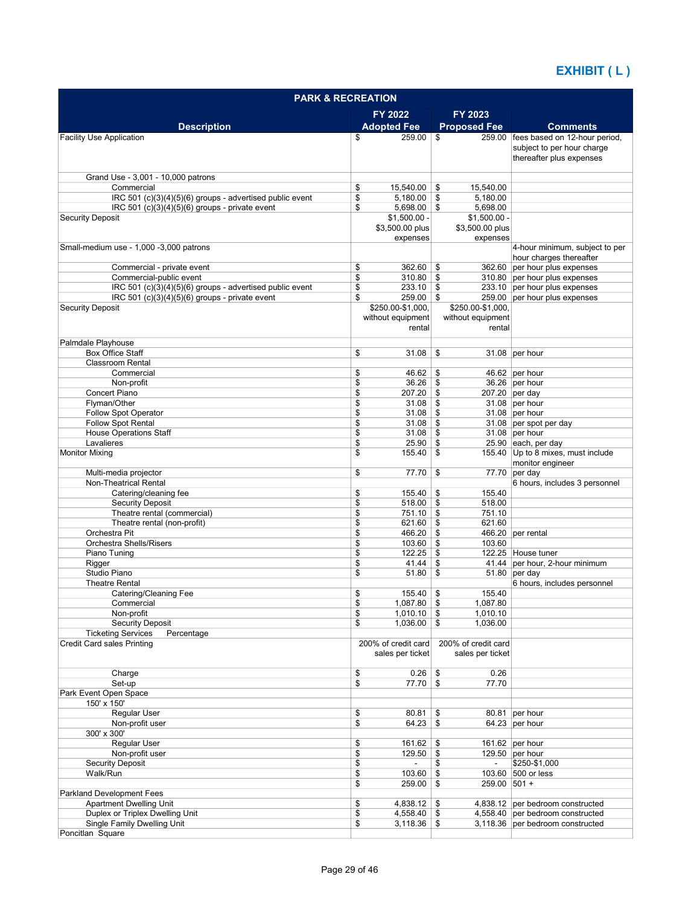# EXHIBIT ( L )

| PARK & RECREATION | | | |
|---|---|---|---|
| Description | FY 2022 Adopted Fee | FY 2023 Proposed Fee | Comments |
| Facility Use Application | $ 259.00 | $ 259.00 | fees based on 12-hour period, subject to per hour charge thereafter plus expenses |
| Grand Use - 3,001 - 10,000 patrons | | | |
| Commercial | $ 15,540.00 | $ 15,540.00 | |
| IRC 501 (c)(3)(4)(5)(6) groups - advertised public event | $ 5,180.00 | $ 5,180.00 | |
| IRC 501 (c)(3)(4)(5)(6) groups - private event | $ 5,698.00 | $ 5,698.00 | |
| Security Deposit | $1,500.00 - $3,500.00 plus expenses | $1,500.00 - $3,500.00 plus expenses | |
| Small-medium use - 1,000 -3,000 patrons | | | 4-hour minimum, subject to per hour charges thereafter |
| Commercial - private event | $ 362.60 | $ 362.60 | per hour plus expenses |
| Commercial-public event | $ 310.80 | $ 310.80 | per hour plus expenses |
| IRC 501 (c)(3)(4)(5)(6) groups - advertised public event | $ 233.10 | $ 233.10 | per hour plus expenses |
| IRC 501 (c)(3)(4)(5)(6) groups - private event | $ 259.00 | $ 259.00 | per hour plus expenses |
| Security Deposit | $250.00-$1,000, without equipment rental | $250.00-$1,000, without equipment rental | |
| Palmdale Playhouse | | | |
| Box Office Staff | $ 31.08 | $ 31.08 | per hour |
| Classroom Rental | | | |
| Commercial | $ 46.62 | $ 46.62 | per hour |
| Non-profit | $ 36.26 | $ 36.26 | per hour |
| Concert Piano | $ 207.20 | $ 207.20 | per day |
| Flyman/Other | $ 31.08 | $ 31.08 | per hour |
| Follow Spot Operator | $ 31.08 | $ 31.08 | per hour |
| Follow Spot Rental | $ 31.08 | $ 31.08 | per spot per day |
| House Operations Staff | $ 31.08 | $ 31.08 | per hour |
| Lavalieres | $ 25.90 | $ 25.90 | each, per day |
| Monitor Mixing | $ 155.40 | $ 155.40 | Up to 8 mixes, must include monitor engineer |
| Multi-media projector | $ 77.70 | $ 77.70 | per day |
| Non-Theatrical Rental | | | 6 hours, includes 3 personnel |
| Catering/cleaning fee | $ 155.40 | $ 155.40 | |
| Security Deposit | $ 518.00 | $ 518.00 | |
| Theatre rental (commercial) | $ 751.10 | $ 751.10 | |
| Theatre rental (non-profit) | $ 621.60 | $ 621.60 | |
| Orchestra Pit | $ 466.20 | $ 466.20 | per rental |
| Orchestra Shells/Risers | $ 103.60 | $ 103.60 | |
| Piano Tuning | $ 122.25 | $ 122.25 | House tuner |
| Rigger | $ 41.44 | $ 41.44 | per hour, 2-hour minimum |
| Studio Piano | $ 51.80 | $ 51.80 | per day |
| Theatre Rental | | | 6 hours, includes personnel |
| Catering/Cleaning Fee | $ 155.40 | $ 155.40 | |
| Commercial | $ 1,087.80 | $ 1,087.80 | |
| Non-profit | $ 1,010.10 | $ 1,010.10 | |
| Security Deposit | $ 1,036.00 | $ 1,036.00 | |
| Ticketing Services Percentage | | | |
| Credit Card sales Printing | 200% of credit card sales per ticket | 200% of credit card sales per ticket | |
| Charge | $ 0.26 | $ 0.26 | |
| Set-up | $ 77.70 | $ 77.70 | |
| Park Event Open Space | | | |
| 150' x 150' | | | |
| Regular User | $ 80.81 | $ 80.81 | per hour |
| Non-profit user | $ 64.23 | $ 64.23 | per hour |
| 300' x 300' | | | |
| Regular User | $ 161.62 | $ 161.62 | per hour |
| Non-profit user | $ 129.50 | $ 129.50 | per hour |
| Security Deposit | $ - | $ - | $250-$1,000 |
| Walk/Run | $ 103.60 | $ 103.60 | 500 or less |
| | $ 259.00 | $ 259.00 | 501 + |
| Parkland Development Fees | | | |
| Apartment Dwelling Unit | $ 4,838.12 | $ 4,838.12 | per bedroom constructed |
| Duplex or Triplex Dwelling Unit | $ 4,558.40 | $ 4,558.40 | per bedroom constructed |
| Single Family Dwelling Unit | $ 3,118.36 | $ 3,118.36 | per bedroom constructed |
| Poncitlan Square | | | |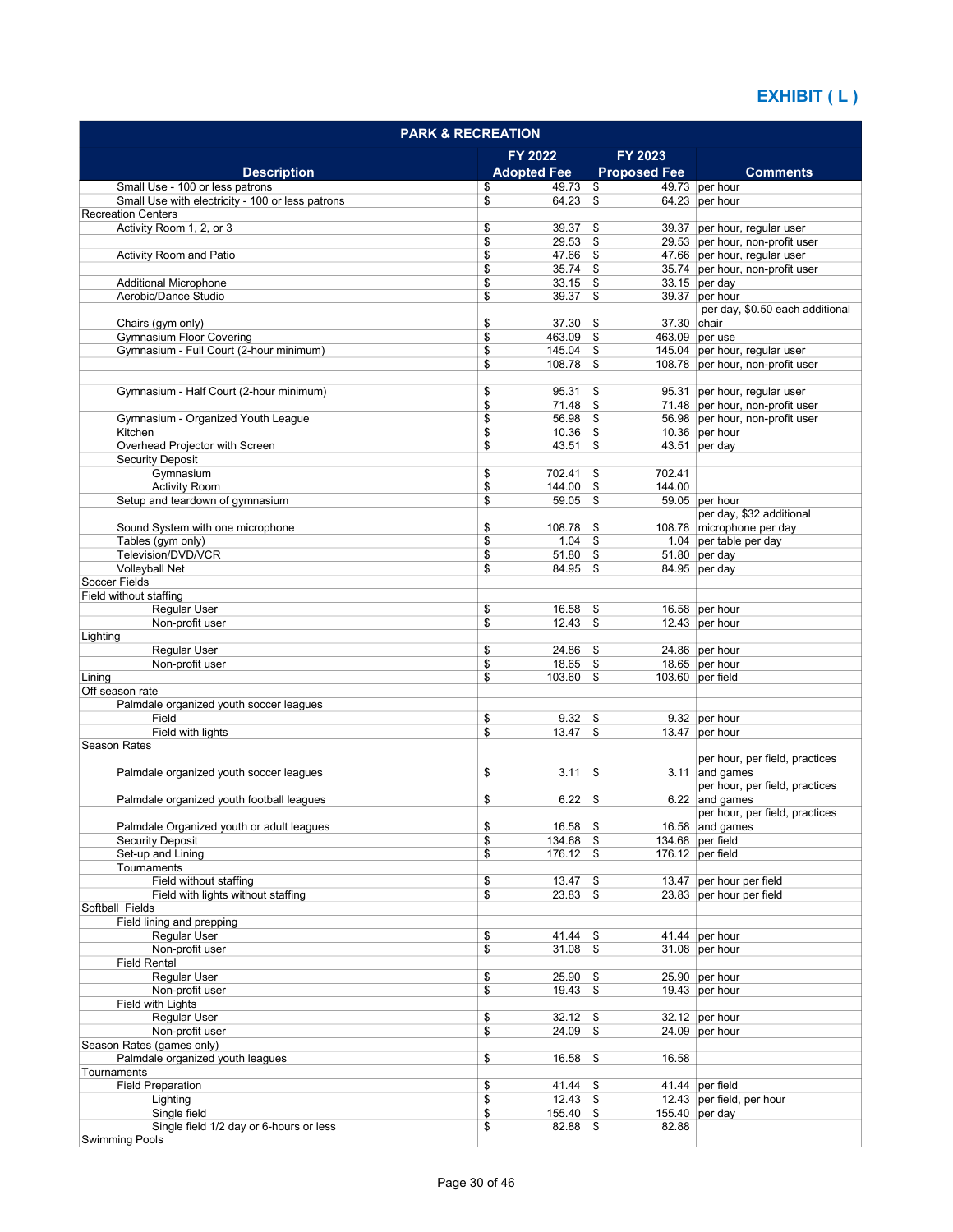**EXHIBIT ( L )**

| PARK & RECREATION | | | |
|---|---|---|---|
| **Description** | **FY 2022 Adopted Fee** | **FY 2023 Proposed Fee** | **Comments** |
| Small Use - 100 or less patrons | $ 49.73 | $ 49.73 | per hour |
| Small Use with electricity - 100 or less patrons | $ 64.23 | $ 64.23 | per hour |
| Recreation Centers | | | |
| Activity Room 1, 2, or 3 | $ 39.37 | $ 39.37 | per hour, regular user |
| | $ 29.53 | $ 29.53 | per hour, non-profit user |
| Activity Room and Patio | $ 47.66 | $ 47.66 | per hour, regular user |
| | $ 35.74 | $ 35.74 | per hour, non-profit user |
| Additional Microphone | $ 33.15 | $ 33.15 | per day |
| Aerobic/Dance Studio | $ 39.37 | $ 39.37 | per hour |
| Chairs (gym only) | $ 37.30 | $ 37.30 | per day, $0.50 each additional chair |
| Gymnasium Floor Covering | $ 463.09 | $ 463.09 | per use |
| Gymnasium - Full Court (2-hour minimum) | $ 145.04 | $ 145.04 | per hour, regular user |
| | $ 108.78 | $ 108.78 | per hour, non-profit user |
| | | | |
| Gymnasium - Half Court (2-hour minimum) | $ 95.31 | $ 95.31 | per hour, regular user |
| | $ 71.48 | $ 71.48 | per hour, non-profit user |
| Gymnasium - Organized Youth League | $ 56.98 | $ 56.98 | per hour, non-profit user |
| Kitchen | $ 10.36 | $ 10.36 | per hour |
| Overhead Projector with Screen | $ 43.51 | $ 43.51 | per day |
| Security Deposit | | | |
| Gymnasium | $ 702.41 | $ 702.41 | |
| Activity Room | $ 144.00 | $ 144.00 | |
| Setup and teardown of gymnasium | $ 59.05 | $ 59.05 | per hour |
| Sound System with one microphone | $ 108.78 | $ 108.78 | per day, $32 additional microphone per day |
| Tables (gym only) | $ 1.04 | $ 1.04 | per table per day |
| Television/DVD/VCR | $ 51.80 | $ 51.80 | per day |
| Volleyball Net | $ 84.95 | $ 84.95 | per day |
| Soccer Fields | | | |
| Field without staffing | | | |
| Regular User | $ 16.58 | $ 16.58 | per hour |
| Non-profit user | $ 12.43 | $ 12.43 | per hour |
| Lighting | | | |
| Regular User | $ 24.86 | $ 24.86 | per hour |
| Non-profit user | $ 18.65 | $ 18.65 | per hour |
| Lining | $ 103.60 | $ 103.60 | per field |
| Off season rate | | | |
| Palmdale organized youth soccer leagues | | | |
| Field | $ 9.32 | $ 9.32 | per hour |
| Field with lights | $ 13.47 | $ 13.47 | per hour |
| Season Rates | | | |
| Palmdale organized youth soccer leagues | $ 3.11 | $ 3.11 | per hour, per field, practices and games |
| Palmdale organized youth football leagues | $ 6.22 | $ 6.22 | per hour, per field, practices and games |
| Palmdale Organized youth or adult leagues | $ 16.58 | $ 16.58 | per hour, per field, practices and games |
| Security Deposit | $ 134.68 | $ 134.68 | per field |
| Set-up and Lining | $ 176.12 | $ 176.12 | per field |
| Tournaments | | | |
| Field without staffing | $ 13.47 | $ 13.47 | per hour per field |
| Field with lights without staffing | $ 23.83 | $ 23.83 | per hour per field |
| Softball Fields | | | |
| Field lining and prepping | | | |
| Regular User | $ 41.44 | $ 41.44 | per hour |
| Non-profit user | $ 31.08 | $ 31.08 | per hour |
| Field Rental | | | |
| Regular User | $ 25.90 | $ 25.90 | per hour |
| Non-profit user | $ 19.43 | $ 19.43 | per hour |
| Field with Lights | | | |
| Regular User | $ 32.12 | $ 32.12 | per hour |
| Non-profit user | $ 24.09 | $ 24.09 | per hour |
| Season Rates (games only) | | | |
| Palmdale organized youth leagues | $ 16.58 | $ 16.58 | |
| Tournaments | | | |
| Field Preparation | $ 41.44 | $ 41.44 | per field |
| Lighting | $ 12.43 | $ 12.43 | per field, per hour |
| Single field | $ 155.40 | $ 155.40 | per day |
| Single field 1/2 day or 6-hours or less | $ 82.88 | $ 82.88 | |
| Swimming Pools | | | |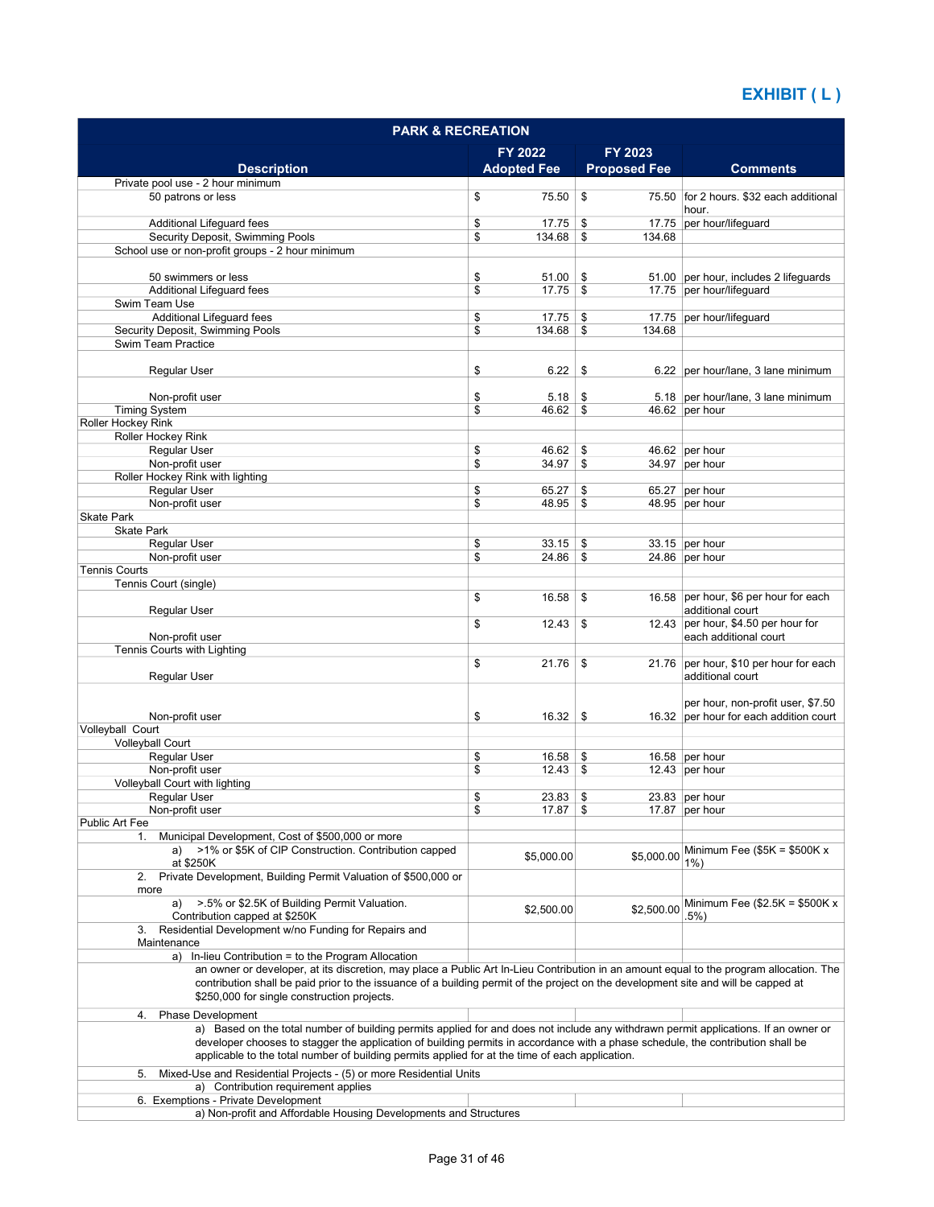# EXHIBIT ( L )

| PARK & RECREATION | | | |
|---|---|---|---|
| Description | FY 2022 Adopted Fee | FY 2023 Proposed Fee | Comments |
| Private pool use - 2 hour minimum | | | |
| 50 patrons or less | $ 75.50 | $ 75.50 | for 2 hours. $32 each additional hour. |
| Additional Lifeguard fees | $ 17.75 | $ 17.75 | per hour/lifeguard |
| Security Deposit, Swimming Pools | $ 134.68 | $ 134.68 | |
| School use or non-profit groups - 2 hour minimum | | | |
| 50 swimmers or less | $ 51.00 | $ 51.00 | per hour, includes 2 lifeguards |
| Additional Lifeguard fees | $ 17.75 | $ 17.75 | per hour/lifeguard |
| Swim Team Use | | | |
| Additional Lifeguard fees | $ 17.75 | $ 17.75 | per hour/lifeguard |
| Security Deposit, Swimming Pools | $ 134.68 | $ 134.68 | |
| Swim Team Practice | | | |
| Regular User | $ 6.22 | $ 6.22 | per hour/lane, 3 lane minimum |
| Non-profit user | $ 5.18 | $ 5.18 | per hour/lane, 3 lane minimum |
| Timing System | $ 46.62 | $ 46.62 | per hour |
| Roller Hockey Rink | | | |
| Roller Hockey Rink | | | |
| Regular User | $ 46.62 | $ 46.62 | per hour |
| Non-profit user | $ 34.97 | $ 34.97 | per hour |
| Roller Hockey Rink with lighting | | | |
| Regular User | $ 65.27 | $ 65.27 | per hour |
| Non-profit user | $ 48.95 | $ 48.95 | per hour |
| Skate Park | | | |
| Skate Park | | | |
| Regular User | $ 33.15 | $ 33.15 | per hour |
| Non-profit user | $ 24.86 | $ 24.86 | per hour |
| Tennis Courts | | | |
| Tennis Court (single) | | | |
| Regular User | $ 16.58 | $ 16.58 | per hour, $6 per hour for each additional court |
| Non-profit user | $ 12.43 | $ 12.43 | per hour, $4.50 per hour for each additional court |
| Tennis Courts with Lighting | | | |
| Regular User | $ 21.76 | $ 21.76 | per hour, $10 per hour for each additional court |
| Non-profit user | $ 16.32 | $ 16.32 | per hour, non-profit user, $7.50 per hour for each addition court |
| Volleyball Court | | | |
| Volleyball Court | | | |
| Regular User | $ 16.58 | $ 16.58 | per hour |
| Non-profit user | $ 12.43 | $ 12.43 | per hour |
| Volleyball Court with lighting | | | |
| Regular User | $ 23.83 | $ 23.83 | per hour |
| Non-profit user | $ 17.87 | $ 17.87 | per hour |
| Public Art Fee | | | |
| 1. Municipal Development, Cost of $500,000 or more | | | |
| a) >1% or $5K of CIP Construction. Contribution capped at $250K | $5,000.00 | $5,000.00 | Minimum Fee ($5K = $500K x 1%) |
| 2. Private Development, Building Permit Valuation of $500,000 or more | | | |
| a) >.5% or $2.5K of Building Permit Valuation. Contribution capped at $250K | $2,500.00 | $2,500.00 | Minimum Fee ($2.5K = $500K x .5%) |
| 3. Residential Development w/no Funding for Repairs and Maintenance | | | |
| a) In-lieu Contribution = to the Program Allocation | | | |
| an owner or developer, at its discretion, may place a Public Art In-Lieu Contribution in an amount equal to the program allocation. The contribution shall be paid prior to the issuance of a building permit of the project on the development site and will be capped at $250,000 for single construction projects. | | | |
| 4. Phase Development | | | |
| a) Based on the total number of building permits applied for and does not include any withdrawn permit applications. If an owner or developer chooses to stagger the application of building permits in accordance with a phase schedule, the contribution shall be applicable to the total number of building permits applied for at the time of each application. | | | |
| 5. Mixed-Use and Residential Projects - (5) or more Residential Units | | | |
| a) Contribution requirement applies | | | |
| 6. Exemptions - Private Development | | | |
| a) Non-profit and Affordable Housing Developments and Structures | | | |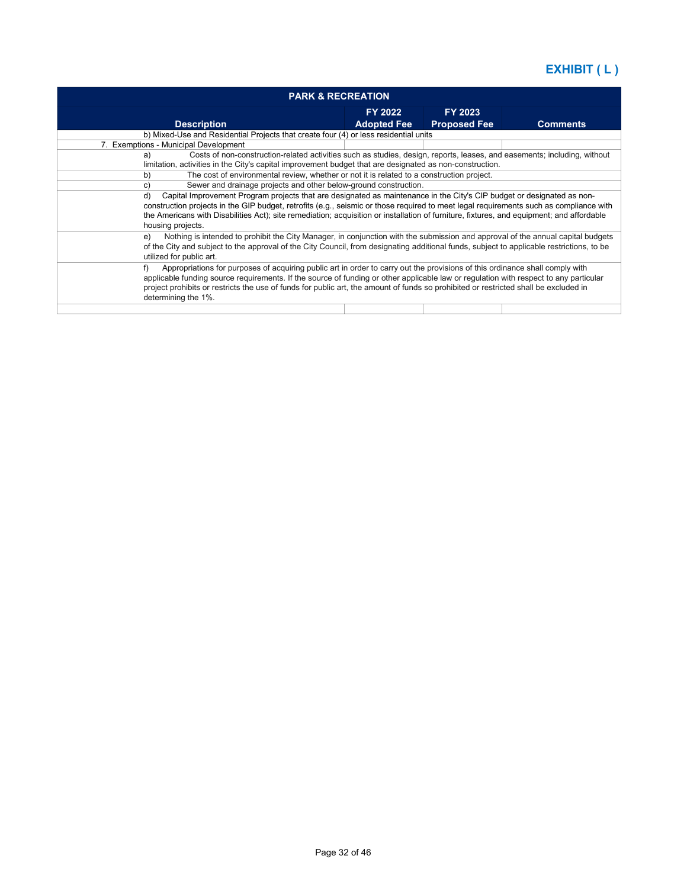**EXHIBIT ( L )**

| PARK & RECREATION | | | |
|---|---|---|---|
| **Description** | **FY 2022 Adopted Fee** | **FY 2023 Proposed Fee** | **Comments** |
| b) Mixed-Use and Residential Projects that create four (4) or less residential units | | | |
| 7. Exemptions - Municipal Development | | | |
| a) Costs of non-construction-related activities such as studies, design, reports, leases, and easements; including, without limitation, activities in the City's capital improvement budget that are designated as non-construction. | | | |
| b) The cost of environmental review, whether or not it is related to a construction project. | | | |
| c) Sewer and drainage projects and other below-ground construction. | | | |
| d) Capital Improvement Program projects that are designated as maintenance in the City's CIP budget or designated as non-construction projects in the GIP budget, retrofits (e.g., seismic or those required to meet legal requirements such as compliance with the Americans with Disabilities Act); site remediation; acquisition or installation of furniture, fixtures, and equipment; and affordable housing projects. | | | |
| e) Nothing is intended to prohibit the City Manager, in conjunction with the submission and approval of the annual capital budgets of the City and subject to the approval of the City Council, from designating additional funds, subject to applicable restrictions, to be utilized for public art. | | | |
| f) Appropriations for purposes of acquiring public art in order to carry out the provisions of this ordinance shall comply with applicable funding source requirements. If the source of funding or other applicable law or regulation with respect to any particular project prohibits or restricts the use of funds for public art, the amount of funds so prohibited or restricted shall be excluded in determining the 1%. | | | |
| | | | |